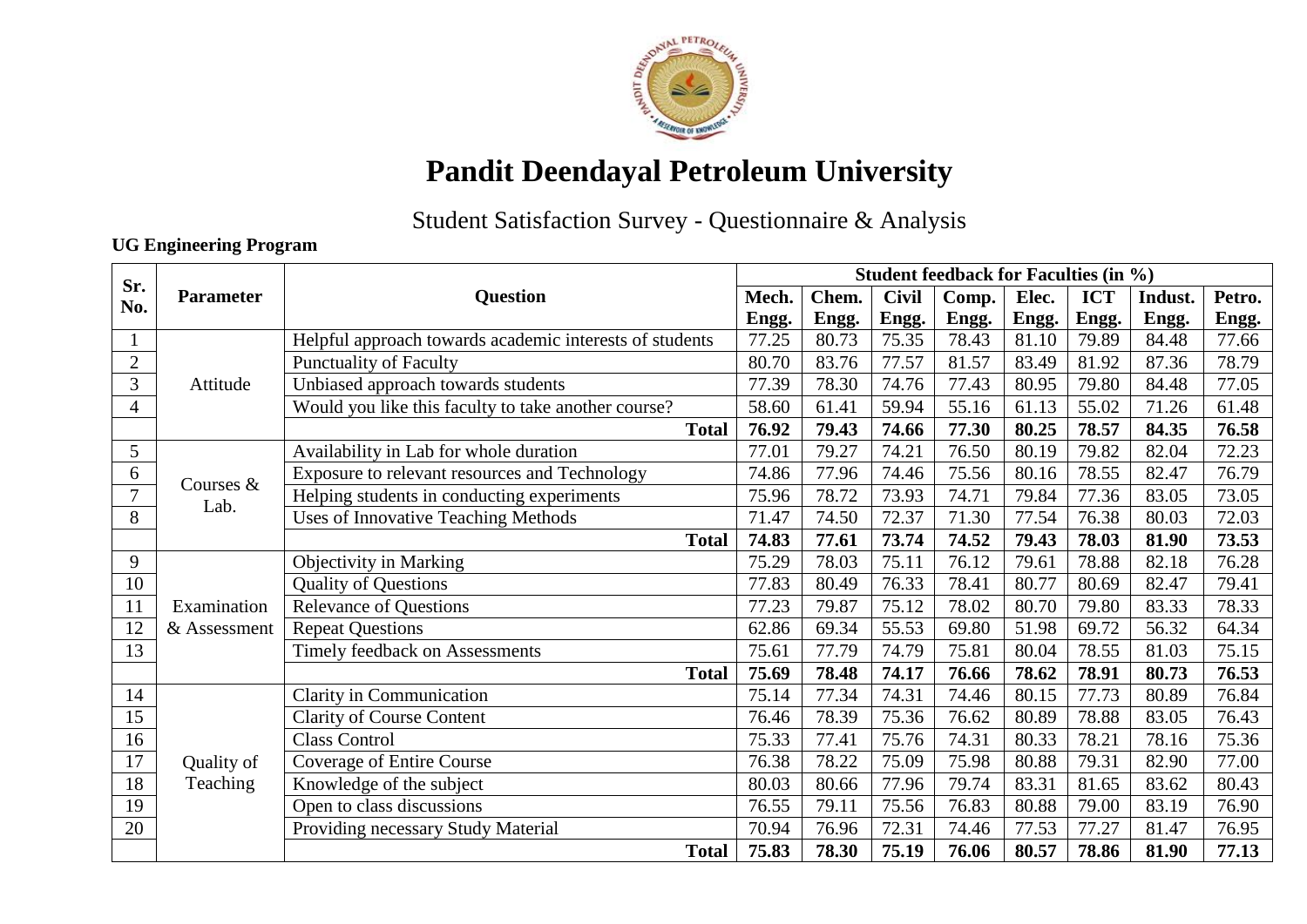# Pandit Deendayal Petroleum University

## Student Satisfaction Survey - Questionnaire & Analysis

**UG Engineering Program**

| Sr. No. | Parameter | Question | Student feedback for Faculties (in %) | | | | | | | |
|---|---|---|---|---|---|---|---|---|---|---|
| | | | **Mech. Engg.** | **Chem. Engg.** | **Civil Engg.** | **Comp. Engg.** | **Elec. Engg.** | **ICT Engg.** | **Indust. Engg.** | **Petro. Engg.** |
| 1 | Attitude | Helpful approach towards academic interests of students | 77.25 | 80.73 | 75.35 | 78.43 | 81.10 | 79.89 | 84.48 | 77.66 |
| 2 | | Punctuality of Faculty | 80.70 | 83.76 | 77.57 | 81.57 | 83.49 | 81.92 | 87.36 | 78.79 |
| 3 | | Unbiased approach towards students | 77.39 | 78.30 | 74.76 | 77.43 | 80.95 | 79.80 | 84.48 | 77.05 |
| 4 | | Would you like this faculty to take another course? | 58.60 | 61.41 | 59.94 | 55.16 | 61.13 | 55.02 | 71.26 | 61.48 |
| | | **Total** | **76.92** | **79.43** | **74.66** | **77.30** | **80.25** | **78.57** | **84.35** | **76.58** |
| 5 | Courses & Lab. | Availability in Lab for whole duration | 77.01 | 79.27 | 74.21 | 76.50 | 80.19 | 79.82 | 82.04 | 72.23 |
| 6 | | Exposure to relevant resources and Technology | 74.86 | 77.96 | 74.46 | 75.56 | 80.16 | 78.55 | 82.47 | 76.79 |
| 7 | | Helping students in conducting experiments | 75.96 | 78.72 | 73.93 | 74.71 | 79.84 | 77.36 | 83.05 | 73.05 |
| 8 | | Uses of Innovative Teaching Methods | 71.47 | 74.50 | 72.37 | 71.30 | 77.54 | 76.38 | 80.03 | 72.03 |
| | | **Total** | **74.83** | **77.61** | **73.74** | **74.52** | **79.43** | **78.03** | **81.90** | **73.53** |
| 9 | Examination & Assessment | Objectivity in Marking | 75.29 | 78.03 | 75.11 | 76.12 | 79.61 | 78.88 | 82.18 | 76.28 |
| 10 | | Quality of Questions | 77.83 | 80.49 | 76.33 | 78.41 | 80.77 | 80.69 | 82.47 | 79.41 |
| 11 | | Relevance of Questions | 77.23 | 79.87 | 75.12 | 78.02 | 80.70 | 79.80 | 83.33 | 78.33 |
| 12 | | Repeat Questions | 62.86 | 69.34 | 55.53 | 69.80 | 51.98 | 69.72 | 56.32 | 64.34 |
| 13 | | Timely feedback on Assessments | 75.61 | 77.79 | 74.79 | 75.81 | 80.04 | 78.55 | 81.03 | 75.15 |
| | | **Total** | **75.69** | **78.48** | **74.17** | **76.66** | **78.62** | **78.91** | **80.73** | **76.53** |
| 14 | Quality of Teaching | Clarity in Communication | 75.14 | 77.34 | 74.31 | 74.46 | 80.15 | 77.73 | 80.89 | 76.84 |
| 15 | | Clarity of Course Content | 76.46 | 78.39 | 75.36 | 76.62 | 80.89 | 78.88 | 83.05 | 76.43 |
| 16 | | Class Control | 75.33 | 77.41 | 75.76 | 74.31 | 80.33 | 78.21 | 78.16 | 75.36 |
| 17 | | Coverage of Entire Course | 76.38 | 78.22 | 75.09 | 75.98 | 80.88 | 79.31 | 82.90 | 77.00 |
| 18 | | Knowledge of the subject | 80.03 | 80.66 | 77.96 | 79.74 | 83.31 | 81.65 | 83.62 | 80.43 |
| 19 | | Open to class discussions | 76.55 | 79.11 | 75.56 | 76.83 | 80.88 | 79.00 | 83.19 | 76.90 |
| 20 | | Providing necessary Study Material | 70.94 | 76.96 | 72.31 | 74.46 | 77.53 | 77.27 | 81.47 | 76.95 |
| | | **Total** | **75.83** | **78.30** | **75.19** | **76.06** | **80.57** | **78.86** | **81.90** | **77.13** |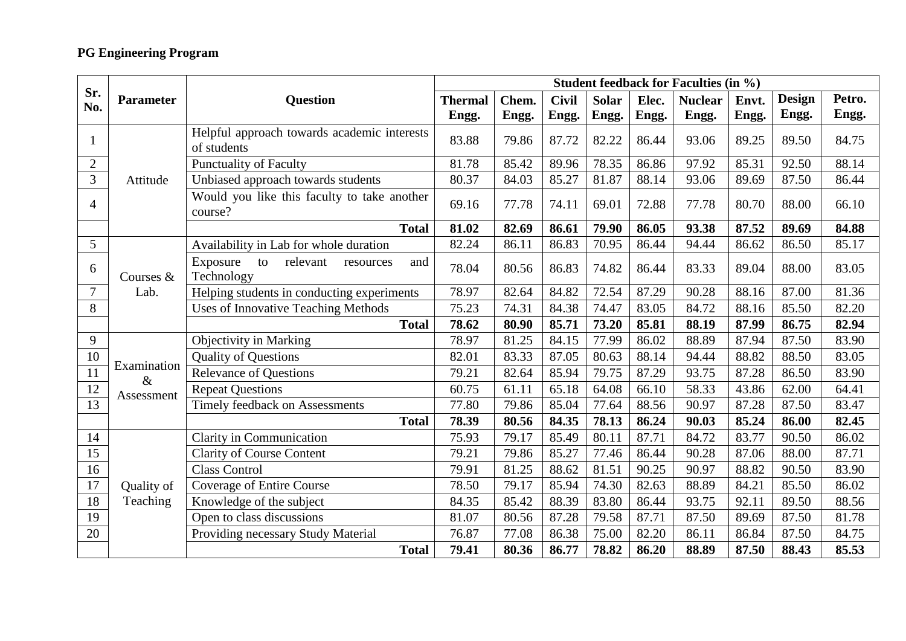**PG Engineering Program**

| Sr. No. | Parameter | Question | Student feedback for Faculties (in %) | | | | | | | | |
|---|---|---|---|---|---|---|---|---|---|---|---|
| | | | Thermal Engg. | Chem. Engg. | Civil Engg. | Solar Engg. | Elec. Engg. | Nuclear Engg. | Envt. Engg. | Design Engg. | Petro. Engg. |
| 1 | Attitude | Helpful approach towards academic interests of students | 83.88 | 79.86 | 87.72 | 82.22 | 86.44 | 93.06 | 89.25 | 89.50 | 84.75 |
| 2 | | Punctuality of Faculty | 81.78 | 85.42 | 89.96 | 78.35 | 86.86 | 97.92 | 85.31 | 92.50 | 88.14 |
| 3 | | Unbiased approach towards students | 80.37 | 84.03 | 85.27 | 81.87 | 88.14 | 93.06 | 89.69 | 87.50 | 86.44 |
| 4 | | Would you like this faculty to take another course? | 69.16 | 77.78 | 74.11 | 69.01 | 72.88 | 77.78 | 80.70 | 88.00 | 66.10 |
| | | **Total** | **81.02** | **82.69** | **86.61** | **79.90** | **86.05** | **93.38** | **87.52** | **89.69** | **84.88** |
| 5 | Courses & Lab. | Availability in Lab for whole duration | 82.24 | 86.11 | 86.83 | 70.95 | 86.44 | 94.44 | 86.62 | 86.50 | 85.17 |
| 6 | | Exposure to relevant resources and Technology | 78.04 | 80.56 | 86.83 | 74.82 | 86.44 | 83.33 | 89.04 | 88.00 | 83.05 |
| 7 | | Helping students in conducting experiments | 78.97 | 82.64 | 84.82 | 72.54 | 87.29 | 90.28 | 88.16 | 87.00 | 81.36 |
| 8 | | Uses of Innovative Teaching Methods | 75.23 | 74.31 | 84.38 | 74.47 | 83.05 | 84.72 | 88.16 | 85.50 | 82.20 |
| | | **Total** | **78.62** | **80.90** | **85.71** | **73.20** | **85.81** | **88.19** | **87.99** | **86.75** | **82.94** |
| 9 | Examination & Assessment | Objectivity in Marking | 78.97 | 81.25 | 84.15 | 77.99 | 86.02 | 88.89 | 87.94 | 87.50 | 83.90 |
| 10 | | Quality of Questions | 82.01 | 83.33 | 87.05 | 80.63 | 88.14 | 94.44 | 88.82 | 88.50 | 83.05 |
| 11 | | Relevance of Questions | 79.21 | 82.64 | 85.94 | 79.75 | 87.29 | 93.75 | 87.28 | 86.50 | 83.90 |
| 12 | | Repeat Questions | 60.75 | 61.11 | 65.18 | 64.08 | 66.10 | 58.33 | 43.86 | 62.00 | 64.41 |
| 13 | | Timely feedback on Assessments | 77.80 | 79.86 | 85.04 | 77.64 | 88.56 | 90.97 | 87.28 | 87.50 | 83.47 |
| | | **Total** | **78.39** | **80.56** | **84.35** | **78.13** | **86.24** | **90.03** | **85.24** | **86.00** | **82.45** |
| 14 | Quality of Teaching | Clarity in Communication | 75.93 | 79.17 | 85.49 | 80.11 | 87.71 | 84.72 | 83.77 | 90.50 | 86.02 |
| 15 | | Clarity of Course Content | 79.21 | 79.86 | 85.27 | 77.46 | 86.44 | 90.28 | 87.06 | 88.00 | 87.71 |
| 16 | | Class Control | 79.91 | 81.25 | 88.62 | 81.51 | 90.25 | 90.97 | 88.82 | 90.50 | 83.90 |
| 17 | | Coverage of Entire Course | 78.50 | 79.17 | 85.94 | 74.30 | 82.63 | 88.89 | 84.21 | 85.50 | 86.02 |
| 18 | | Knowledge of the subject | 84.35 | 85.42 | 88.39 | 83.80 | 86.44 | 93.75 | 92.11 | 89.50 | 88.56 |
| 19 | | Open to class discussions | 81.07 | 80.56 | 87.28 | 79.58 | 87.71 | 87.50 | 89.69 | 87.50 | 81.78 |
| 20 | | Providing necessary Study Material | 76.87 | 77.08 | 86.38 | 75.00 | 82.20 | 86.11 | 86.84 | 87.50 | 84.75 |
| | | **Total** | **79.41** | **80.36** | **86.77** | **78.82** | **86.20** | **88.89** | **87.50** | **88.43** | **85.53** |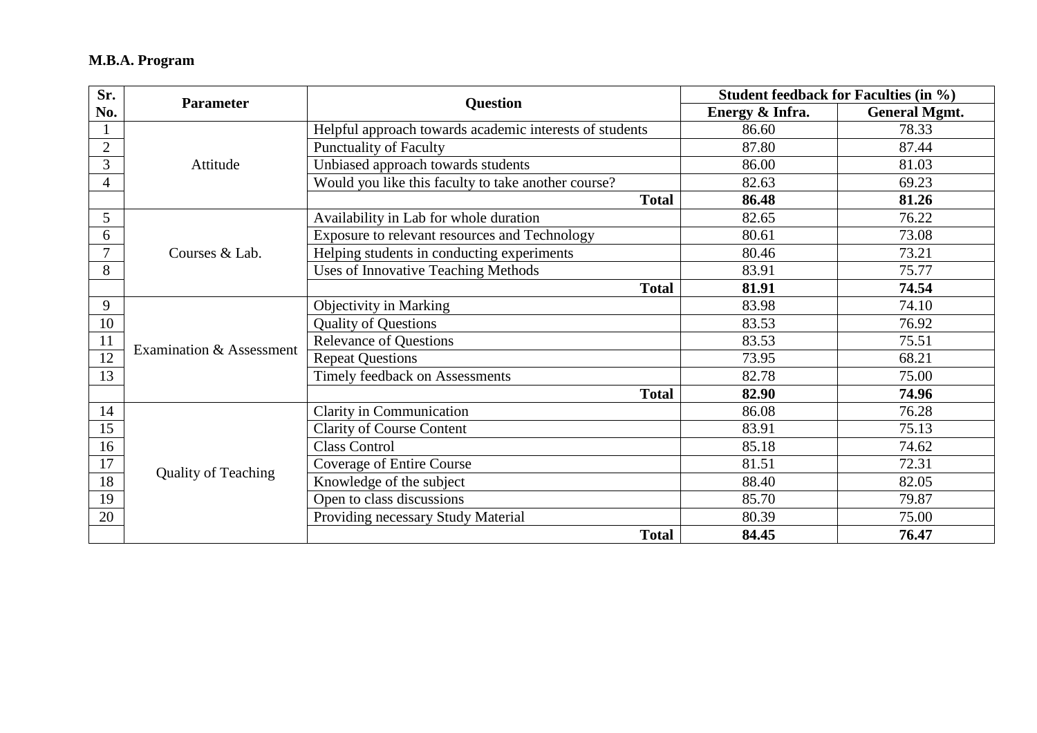**M.B.A. Program**

| Sr. No. | Parameter | Question | Student feedback for Faculties (in %) | |
|---|---|---|---|---|
| | | | Energy & Infra. | General Mgmt. |
| 1 | Attitude | Helpful approach towards academic interests of students | 86.60 | 78.33 |
| 2 | | Punctuality of Faculty | 87.80 | 87.44 |
| 3 | | Unbiased approach towards students | 86.00 | 81.03 |
| 4 | | Would you like this faculty to take another course? | 82.63 | 69.23 |
| | | **Total** | **86.48** | **81.26** |
| 5 | Courses & Lab. | Availability in Lab for whole duration | 82.65 | 76.22 |
| 6 | | Exposure to relevant resources and Technology | 80.61 | 73.08 |
| 7 | | Helping students in conducting experiments | 80.46 | 73.21 |
| 8 | | Uses of Innovative Teaching Methods | 83.91 | 75.77 |
| | | **Total** | **81.91** | **74.54** |
| 9 | Examination & Assessment | Objectivity in Marking | 83.98 | 74.10 |
| 10 | | Quality of Questions | 83.53 | 76.92 |
| 11 | | Relevance of Questions | 83.53 | 75.51 |
| 12 | | Repeat Questions | 73.95 | 68.21 |
| 13 | | Timely feedback on Assessments | 82.78 | 75.00 |
| | | **Total** | **82.90** | **74.96** |
| 14 | Quality of Teaching | Clarity in Communication | 86.08 | 76.28 |
| 15 | | Clarity of Course Content | 83.91 | 75.13 |
| 16 | | Class Control | 85.18 | 74.62 |
| 17 | | Coverage of Entire Course | 81.51 | 72.31 |
| 18 | | Knowledge of the subject | 88.40 | 82.05 |
| 19 | | Open to class discussions | 85.70 | 79.87 |
| 20 | | Providing necessary Study Material | 80.39 | 75.00 |
| | | **Total** | **84.45** | **76.47** |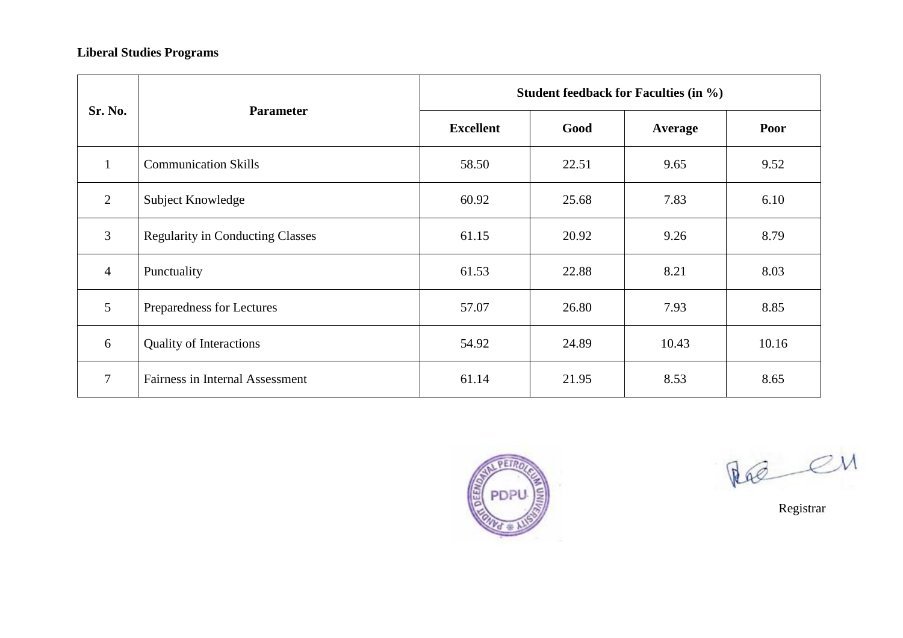**Liberal Studies Programs**

| Sr. No. | Parameter | Student feedback for Faculties (in %) | | | |
|---|---|---|---|---|---|
| | | Excellent | Good | Average | Poor |
| 1 | Communication Skills | 58.50 | 22.51 | 9.65 | 9.52 |
| 2 | Subject Knowledge | 60.92 | 25.68 | 7.83 | 6.10 |
| 3 | Regularity in Conducting Classes | 61.15 | 20.92 | 9.26 | 8.79 |
| 4 | Punctuality | 61.53 | 22.88 | 8.21 | 8.03 |
| 5 | Preparedness for Lectures | 57.07 | 26.80 | 7.93 | 8.85 |
| 6 | Quality of Interactions | 54.92 | 24.89 | 10.43 | 10.16 |
| 7 | Fairness in Internal Assessment | 61.14 | 21.95 | 8.53 | 8.65 |

Registrar